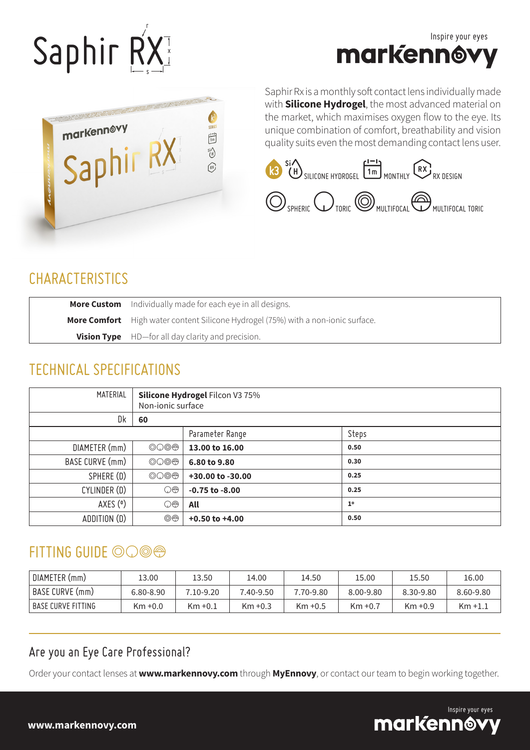# Saphir RX

Inspire your eyes

**markennovy**

Saphir Rx is a monthly soft contact lens individually made with **Silicone Hydrogel**, the most advanced material on the market, which maximises oxygen flow to the eye. Its unique combination of comfort, breathability and vision quality suits even the most demanding contact lens user.

SILICONE HYDROGEL · MONTHLY · RX DESIGN

SPHERIC · TORIC · MULTIFOCAL · MULTIFOCAL TORIC

## CHARACTERISTICS

| | |
|---|---|
| **More Custom** | Individually made for each eye in all designs. |
| **More Comfort** | High water content Silicone Hydrogel (75%) with a non-ionic surface. |
| **Vision Type** | HD—for all day clarity and precision. |

## TECHNICAL SPECIFICATIONS

| MATERIAL | | **Silicone Hydrogel** Filcon V3 75% Non-ionic surface | |
|---|---|---|---|
| Dk | | **60** | |
| | | Parameter Range | Steps |
| DIAMETER (mm) | Spheric, Toric, Multifocal, Multifocal Toric | **13.00 to 16.00** | **0.50** |
| BASE CURVE (mm) | Spheric, Toric, Multifocal, Multifocal Toric | **6.80 to 9.80** | **0.30** |
| SPHERE (D) | Spheric, Toric, Multifocal, Multifocal Toric | **+30.00 to -30.00** | **0.25** |
| CYLINDER (D) | Toric, Multifocal Toric | **-0.75 to -8.00** | **0.25** |
| AXES (º) | Toric, Multifocal Toric | **All** | **1º** |
| ADDITION (D) | Multifocal, Multifocal Toric | **+0.50 to +4.00** | **0.50** |

## FITTING GUIDE

| DIAMETER (mm) | 13.00 | 13.50 | 14.00 | 14.50 | 15.00 | 15.50 | 16.00 |
|---|---|---|---|---|---|---|---|
| BASE CURVE (mm) | 6.80-8.90 | 7.10-9.20 | 7.40-9.50 | 7.70-9.80 | 8.00-9.80 | 8.30-9.80 | 8.60-9.80 |
| BASE CURVE FITTING | Km +0.0 | Km +0.1 | Km +0.3 | Km +0.5 | Km +0.7 | Km +0.9 | Km +1.1 |

## Are you an Eye Care Professional?

Order your contact lenses at **www.markennovy.com** through **MyEnnovy**, or contact our team to begin working together.

**www.markennovy.com**

Inspire your eyes **markennovy**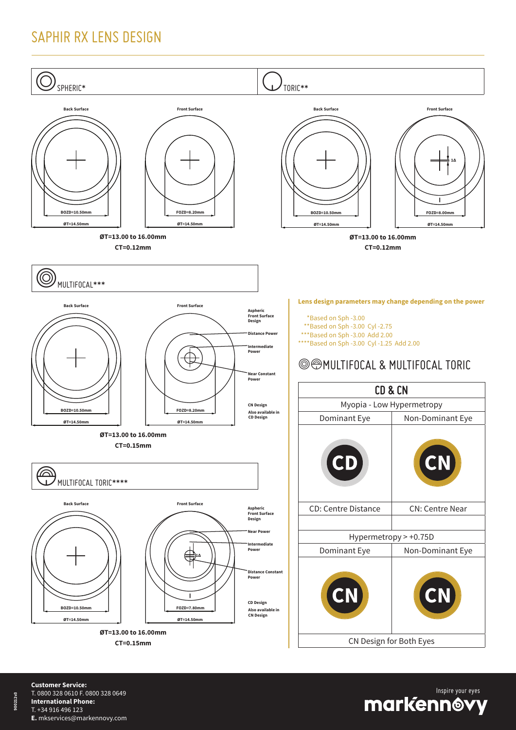# SAPHIR RX LENS DESIGN

## SPHERIC*

Back Surface

BOZD=10.50mm

ØT=14.50mm

Front Surface

FOZD=8.20mm

ØT=14.50mm

**ØT=13.00 to 16.00mm**

**CT=0.12mm**

## TORIC**

Back Surface

BOZD=10.50mm

ØT=14.50mm

Front Surface

1Δ

FOZD=8.00mm

ØT=14.50mm

**ØT=13.00 to 16.00mm**

**CT=0.12mm**

## MULTIFOCAL***

Back Surface

BOZD=10.50mm

ØT=14.50mm

Front Surface

FOZD=8.20mm

ØT=14.50mm

Aspheric Front Surface Design

Distance Power

Intermediate Power

Near Constant Power

CN Design

Also available in CD Design

**ØT=13.00 to 16.00mm**

**CT=0.15mm**

## MULTIFOCAL TORIC****

Back Surface

BOZD=10.50mm

ØT=14.50mm

Front Surface

1Δ

FOZD=7.80mm

ØT=14.50mm

Aspheric Front Surface Design

Near Power

Intermediate Power

Distance Constant Power

CD Design

Also available in CN Design

**ØT=13.00 to 16.00mm**

**CT=0.15mm**

**Lens design parameters may change depending on the power**

*Based on Sph -3.00
**Based on Sph -3.00 Cyl -2.75
***Based on Sph -3.00 Add 2.00
****Based on Sph -3.00 Cyl -1.25 Add 2.00

## MULTIFOCAL & MULTIFOCAL TORIC

| CD & CN | |
|---|---|
| Myopia - Low Hypermetropy | |
| Dominant Eye | Non-Dominant Eye |
| CD | CN |
| CD: Centre Distance | CN: Centre Near |
| | |
| Hypermetropy > +0.75D | |
| Dominant Eye | Non-Dominant Eye |
| CN | CN |
| CN Design for Both Eyes | |

**Customer Service:**
T. 0800 328 0610 F. 0800 328 0649
**International Phone:**
T. +34 916 496 123
**E.** mkservices@markennovy.com

Inspire your eyes
markennovy

900212x3